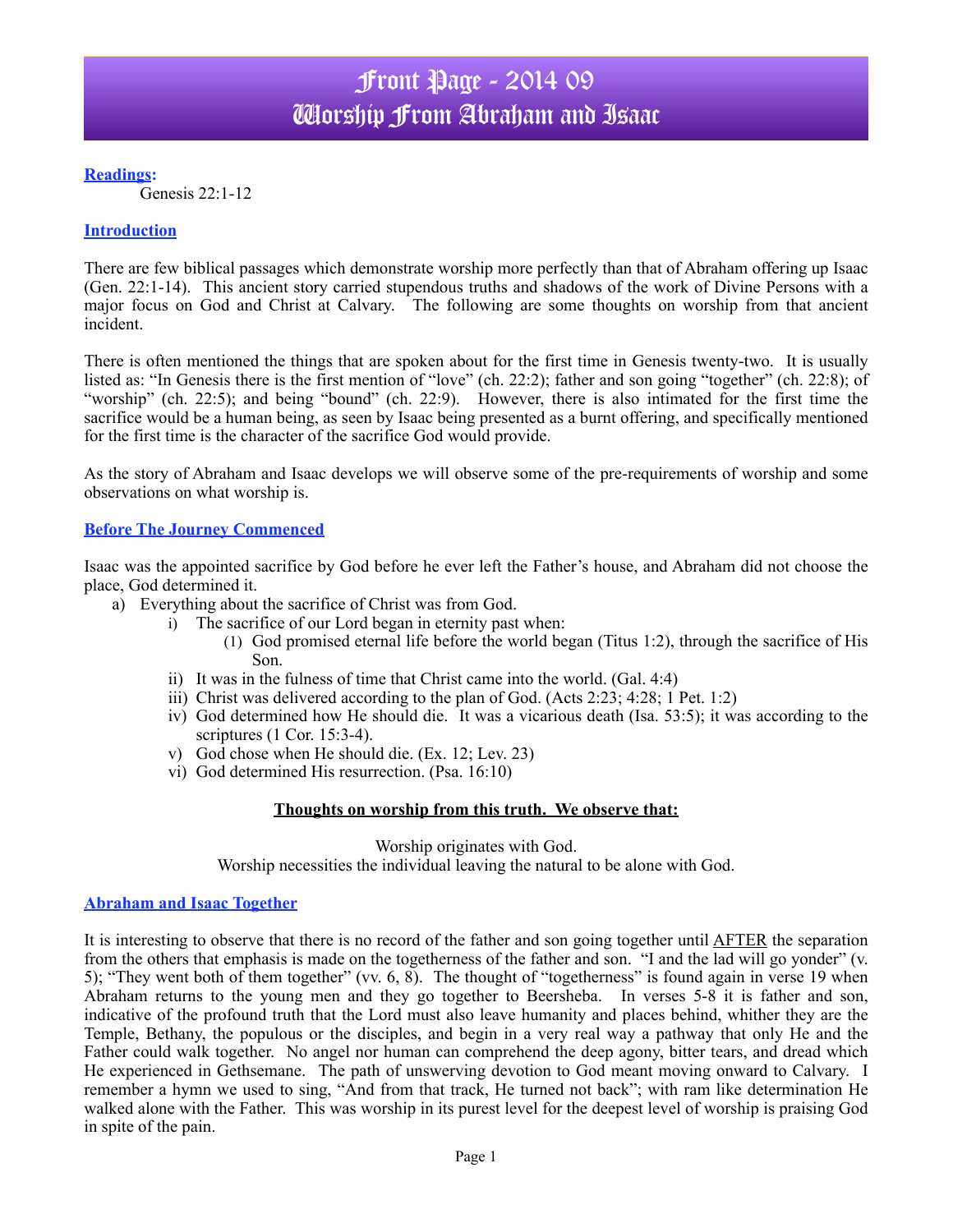# Front Page - 2014 09
# Worship From Abraham and Isaac

**Readings:**

Genesis 22:1-12

## Introduction

There are few biblical passages which demonstrate worship more perfectly than that of Abraham offering up Isaac (Gen. 22:1-14). This ancient story carried stupendous truths and shadows of the work of Divine Persons with a major focus on God and Christ at Calvary. The following are some thoughts on worship from that ancient incident.

There is often mentioned the things that are spoken about for the first time in Genesis twenty-two. It is usually listed as: "In Genesis there is the first mention of "love" (ch. 22:2); father and son going "together" (ch. 22:8); of "worship" (ch. 22:5); and being "bound" (ch. 22:9). However, there is also intimated for the first time the sacrifice would be a human being, as seen by Isaac being presented as a burnt offering, and specifically mentioned for the first time is the character of the sacrifice God would provide.

As the story of Abraham and Isaac develops we will observe some of the pre-requirements of worship and some observations on what worship is.

## Before The Journey Commenced

Isaac was the appointed sacrifice by God before he ever left the Father's house, and Abraham did not choose the place, God determined it.

a) Everything about the sacrifice of Christ was from God.
   - i) The sacrifice of our Lord began in eternity past when:
     - (1) God promised eternal life before the world began (Titus 1:2), through the sacrifice of His Son.
   - ii) It was in the fulness of time that Christ came into the world. (Gal. 4:4)
   - iii) Christ was delivered according to the plan of God. (Acts 2:23; 4:28; 1 Pet. 1:2)
   - iv) God determined how He should die. It was a vicarious death (Isa. 53:5); it was according to the scriptures (1 Cor. 15:3-4).
   - v) God chose when He should die. (Ex. 12; Lev. 23)
   - vi) God determined His resurrection. (Psa. 16:10)

**Thoughts on worship from this truth. We observe that:**

Worship originates with God.
Worship necessities the individual leaving the natural to be alone with God.

## Abraham and Isaac Together

It is interesting to observe that there is no record of the father and son going together until AFTER the separation from the others that emphasis is made on the togetherness of the father and son. "I and the lad will go yonder" (v. 5); "They went both of them together" (vv. 6, 8). The thought of "togetherness" is found again in verse 19 when Abraham returns to the young men and they go together to Beersheba. In verses 5-8 it is father and son, indicative of the profound truth that the Lord must also leave humanity and places behind, whither they are the Temple, Bethany, the populous or the disciples, and begin in a very real way a pathway that only He and the Father could walk together. No angel nor human can comprehend the deep agony, bitter tears, and dread which He experienced in Gethsemane. The path of unswerving devotion to God meant moving onward to Calvary. I remember a hymn we used to sing, "And from that track, He turned not back"; with ram like determination He walked alone with the Father. This was worship in its purest level for the deepest level of worship is praising God in spite of the pain.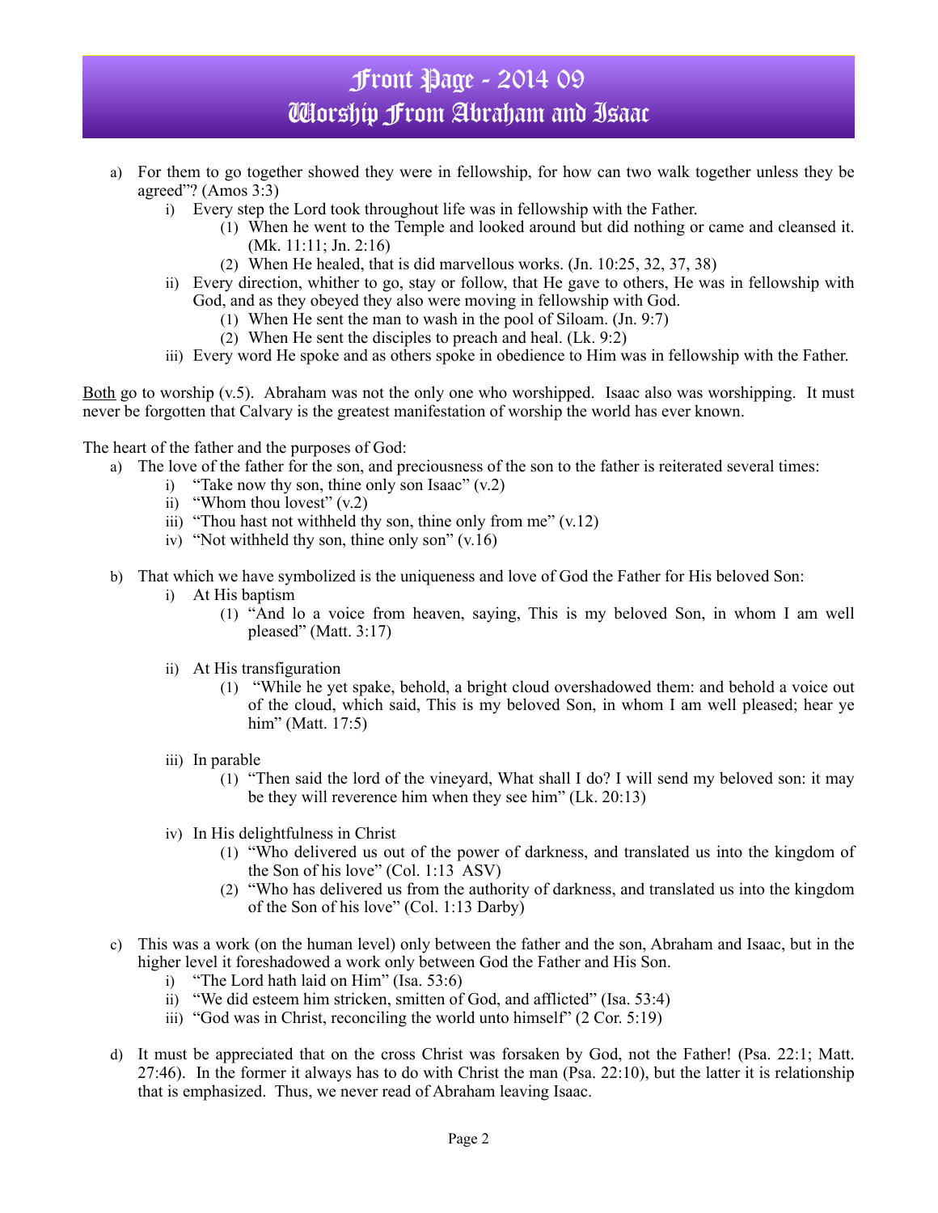a) For them to go together showed they were in fellowship, for how can two walk together unless they be agreed"? (Amos 3:3)
   i) Every step the Lord took throughout life was in fellowship with the Father.
      (1) When he went to the Temple and looked around but did nothing or came and cleansed it. (Mk. 11:11; Jn. 2:16)
      (2) When He healed, that is did marvellous works. (Jn. 10:25, 32, 37, 38)
   ii) Every direction, whither to go, stay or follow, that He gave to others, He was in fellowship with God, and as they obeyed they also were moving in fellowship with God.
      (1) When He sent the man to wash in the pool of Siloam. (Jn. 9:7)
      (2) When He sent the disciples to preach and heal. (Lk. 9:2)
   iii) Every word He spoke and as others spoke in obedience to Him was in fellowship with the Father.

<u>Both</u> go to worship (v.5). Abraham was not the only one who worshipped. Isaac also was worshipping. It must never be forgotten that Calvary is the greatest manifestation of worship the world has ever known.

The heart of the father and the purposes of God:

a) The love of the father for the son, and preciousness of the son to the father is reiterated several times:
   i) "Take now thy son, thine only son Isaac" (v.2)
   ii) "Whom thou lovest" (v.2)
   iii) "Thou hast not withheld thy son, thine only from me" (v.12)
   iv) "Not withheld thy son, thine only son" (v.16)

b) That which we have symbolized is the uniqueness and love of God the Father for His beloved Son:
   i) At His baptism
      (1) "And lo a voice from heaven, saying, This is my beloved Son, in whom I am well pleased" (Matt. 3:17)
   ii) At His transfiguration
      (1) "While he yet spake, behold, a bright cloud overshadowed them: and behold a voice out of the cloud, which said, This is my beloved Son, in whom I am well pleased; hear ye him" (Matt. 17:5)
   iii) In parable
      (1) "Then said the lord of the vineyard, What shall I do? I will send my beloved son: it may be they will reverence him when they see him" (Lk. 20:13)
   iv) In His delightfulness in Christ
      (1) "Who delivered us out of the power of darkness, and translated us into the kingdom of the Son of his love" (Col. 1:13 ASV)
      (2) "Who has delivered us from the authority of darkness, and translated us into the kingdom of the Son of his love" (Col. 1:13 Darby)

c) This was a work (on the human level) only between the father and the son, Abraham and Isaac, but in the higher level it foreshadowed a work only between God the Father and His Son.
   i) "The Lord hath laid on Him" (Isa. 53:6)
   ii) "We did esteem him stricken, smitten of God, and afflicted" (Isa. 53:4)
   iii) "God was in Christ, reconciling the world unto himself" (2 Cor. 5:19)

d) It must be appreciated that on the cross Christ was forsaken by God, not the Father! (Psa. 22:1; Matt. 27:46). In the former it always has to do with Christ the man (Psa. 22:10), but the latter it is relationship that is emphasized. Thus, we never read of Abraham leaving Isaac.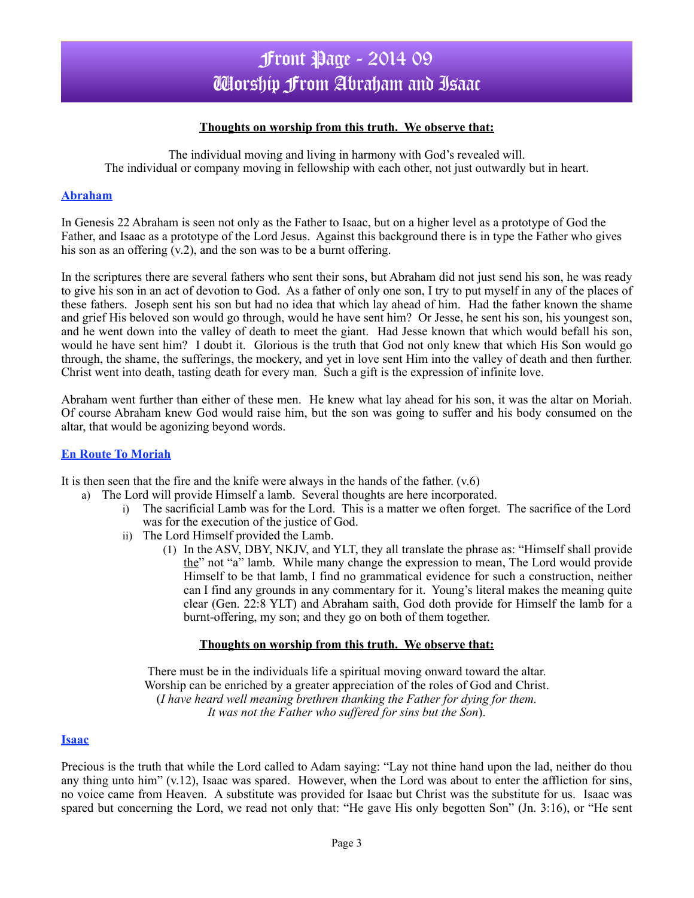# Front Page - 2014 09
# Worship From Abraham and Isaac

**Thoughts on worship from this truth. We observe that:**

The individual moving and living in harmony with God's revealed will.
The individual or company moving in fellowship with each other, not just outwardly but in heart.

## Abraham

In Genesis 22 Abraham is seen not only as the Father to Isaac, but on a higher level as a prototype of God the Father, and Isaac as a prototype of the Lord Jesus. Against this background there is in type the Father who gives his son as an offering (v.2), and the son was to be a burnt offering.

In the scriptures there are several fathers who sent their sons, but Abraham did not just send his son, he was ready to give his son in an act of devotion to God. As a father of only one son, I try to put myself in any of the places of these fathers. Joseph sent his son but had no idea that which lay ahead of him. Had the father known the shame and grief His beloved son would go through, would he have sent him? Or Jesse, he sent his son, his youngest son, and he went down into the valley of death to meet the giant. Had Jesse known that which would befall his son, would he have sent him? I doubt it. Glorious is the truth that God not only knew that which His Son would go through, the shame, the sufferings, the mockery, and yet in love sent Him into the valley of death and then further. Christ went into death, tasting death for every man. Such a gift is the expression of infinite love.

Abraham went further than either of these men. He knew what lay ahead for his son, it was the altar on Moriah. Of course Abraham knew God would raise him, but the son was going to suffer and his body consumed on the altar, that would be agonizing beyond words.

## En Route To Moriah

It is then seen that the fire and the knife were always in the hands of the father. (v.6)

a) The Lord will provide Himself a lamb. Several thoughts are here incorporated.
   i) The sacrificial Lamb was for the Lord. This is a matter we often forget. The sacrifice of the Lord was for the execution of the justice of God.
   ii) The Lord Himself provided the Lamb.
      (1) In the ASV, DBY, NKJV, and YLT, they all translate the phrase as: "Himself shall provide the" not "a" lamb. While many change the expression to mean, The Lord would provide Himself to be that lamb, I find no grammatical evidence for such a construction, neither can I find any grounds in any commentary for it. Young's literal makes the meaning quite clear (Gen. 22:8 YLT) and Abraham saith, God doth provide for Himself the lamb for a burnt-offering, my son; and they go on both of them together.

**Thoughts on worship from this truth. We observe that:**

There must be in the individuals life a spiritual moving onward toward the altar.
Worship can be enriched by a greater appreciation of the roles of God and Christ.
(*I have heard well meaning brethren thanking the Father for dying for them. It was not the Father who suffered for sins but the Son*).

## Isaac

Precious is the truth that while the Lord called to Adam saying: "Lay not thine hand upon the lad, neither do thou any thing unto him" (v.12), Isaac was spared. However, when the Lord was about to enter the affliction for sins, no voice came from Heaven. A substitute was provided for Isaac but Christ was the substitute for us. Isaac was spared but concerning the Lord, we read not only that: "He gave His only begotten Son" (Jn. 3:16), or "He sent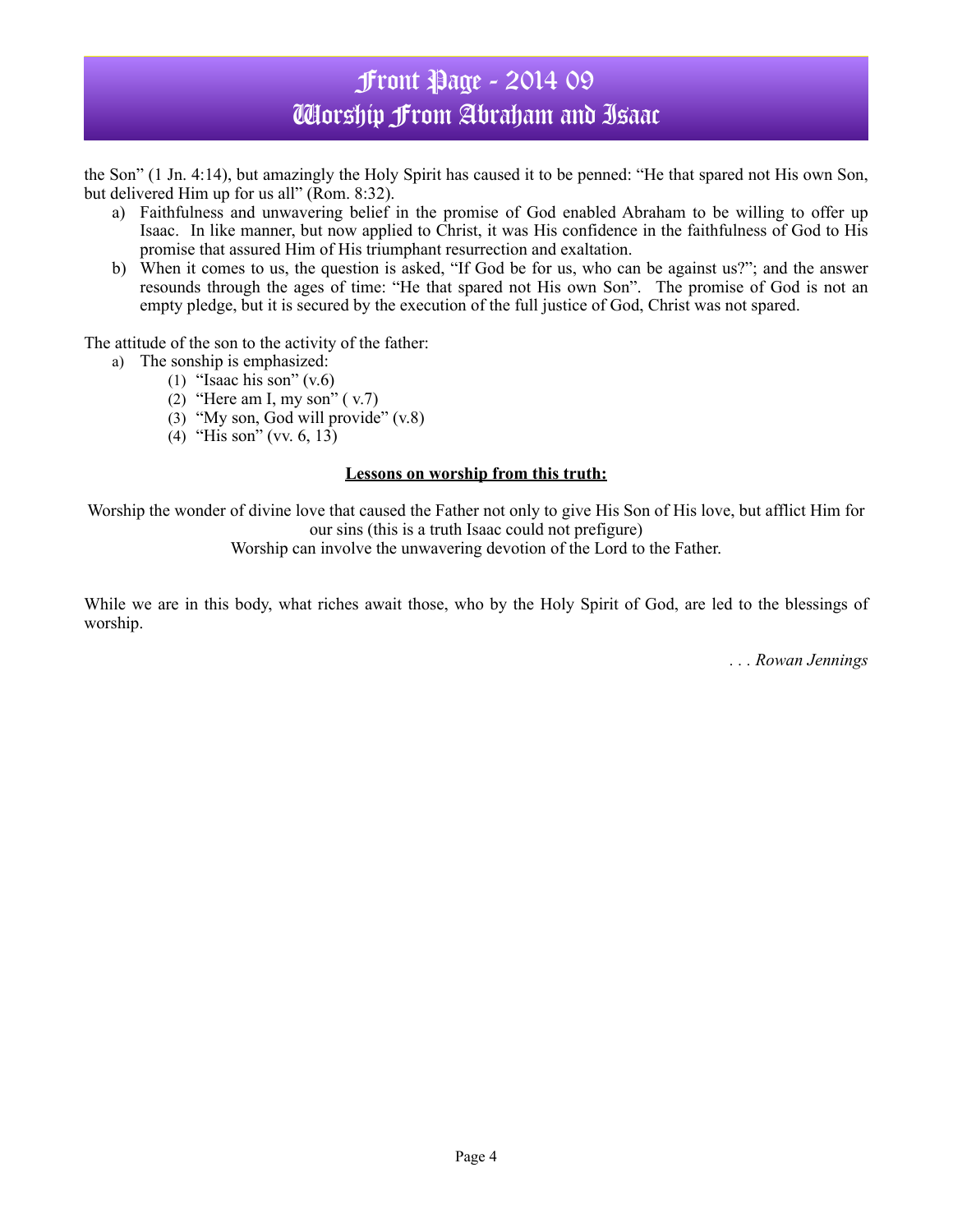the Son" (1 Jn. 4:14), but amazingly the Holy Spirit has caused it to be penned: "He that spared not His own Son, but delivered Him up for us all" (Rom. 8:32).

a) Faithfulness and unwavering belief in the promise of God enabled Abraham to be willing to offer up Isaac. In like manner, but now applied to Christ, it was His confidence in the faithfulness of God to His promise that assured Him of His triumphant resurrection and exaltation.
b) When it comes to us, the question is asked, "If God be for us, who can be against us?"; and the answer resounds through the ages of time: "He that spared not His own Son". The promise of God is not an empty pledge, but it is secured by the execution of the full justice of God, Christ was not spared.

The attitude of the son to the activity of the father:

a) The sonship is emphasized:
    (1) "Isaac his son" (v.6)
    (2) "Here am I, my son" ( v.7)
    (3) "My son, God will provide" (v.8)
    (4) "His son" (vv. 6, 13)

**Lessons on worship from this truth:**

Worship the wonder of divine love that caused the Father not only to give His Son of His love, but afflict Him for our sins (this is a truth Isaac could not prefigure)

Worship can involve the unwavering devotion of the Lord to the Father.

While we are in this body, what riches await those, who by the Holy Spirit of God, are led to the blessings of worship.

*. . . Rowan Jennings*